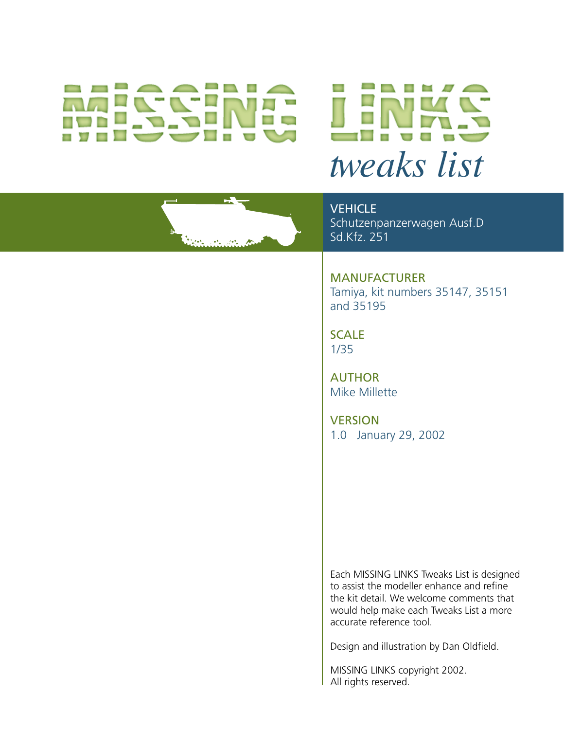# MISSING LINKS

*tweaks list*

VEHICLE
Schutzenpanzerwagen Ausf.D
Sd.Kfz. 251

MANUFACTURER
Tamiya, kit numbers 35147, 35151 and 35195

SCALE
1/35

AUTHOR
Mike Millette

VERSION
1.0 January 29, 2002

Each MISSING LINKS Tweaks List is designed to assist the modeller enhance and refine the kit detail. We welcome comments that would help make each Tweaks List a more accurate reference tool.

Design and illustration by Dan Oldfield.

MISSING LINKS copyright 2002.
All rights reserved.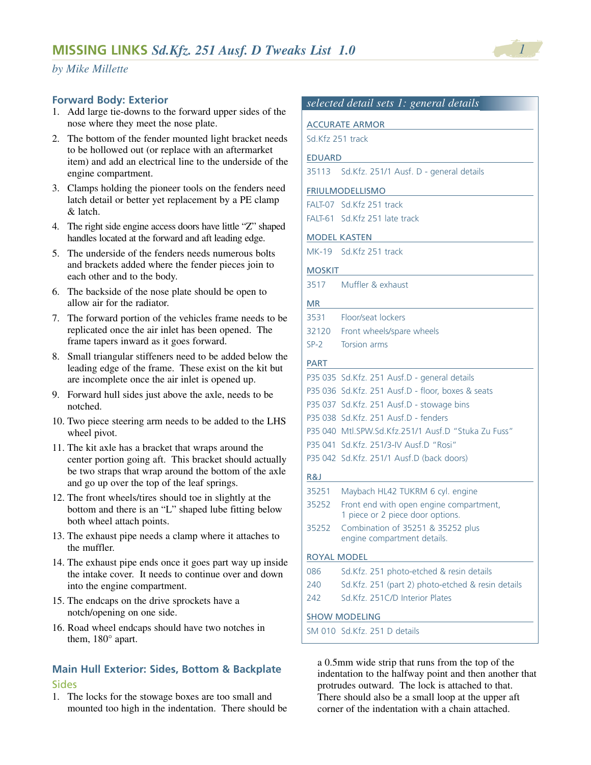## MISSING LINKS *Sd.Kfz. 251 Ausf. D Tweaks List 1.0*

*by Mike Millette*

### Forward Body: Exterior

1. Add large tie-downs to the forward upper sides of the nose where they meet the nose plate.
2. The bottom of the fender mounted light bracket needs to be hollowed out (or replace with an aftermarket item) and add an electrical line to the underside of the engine compartment.
3. Clamps holding the pioneer tools on the fenders need latch detail or better yet replacement by a PE clamp & latch.
4. The right side engine access doors have little “Z” shaped handles located at the forward and aft leading edge.
5. The underside of the fenders needs numerous bolts and brackets added where the fender pieces join to each other and to the body.
6. The backside of the nose plate should be open to allow air for the radiator.
7. The forward portion of the vehicles frame needs to be replicated once the air inlet has been opened. The frame tapers inward as it goes forward.
8. Small triangular stiffeners need to be added below the leading edge of the frame. These exist on the kit but are incomplete once the air inlet is opened up.
9. Forward hull sides just above the axle, needs to be notched.
10. Two piece steering arm needs to be added to the LHS wheel pivot.
11. The kit axle has a bracket that wraps around the center portion going aft. This bracket should actually be two straps that wrap around the bottom of the axle and go up over the top of the leaf springs.
12. The front wheels/tires should toe in slightly at the bottom and there is an “L” shaped lube fitting below both wheel attach points.
13. The exhaust pipe needs a clamp where it attaches to the muffler.
14. The exhaust pipe ends once it goes part way up inside the intake cover. It needs to continue over and down into the engine compartment.
15. The endcaps on the drive sprockets have a notch/opening on one side.
16. Road wheel endcaps should have two notches in them, 180° apart.

### Main Hull Exterior: Sides, Bottom & Backplate

#### Sides

1. The locks for the stowage boxes are too small and mounted too high in the indentation. There should be a 0.5mm wide strip that runs from the top of the indentation to the halfway point and then another that protrudes outward. The lock is attached to that. There should also be a small loop at the upper aft corner of the indentation with a chain attached.

---

*selected detail sets 1: general details*

**ACCURATE ARMOR**

| | |
|---|---|
| Sd.Kfz 251 track | |

**EDUARD**

| | |
|---|---|
| 35113 | Sd.Kfz. 251/1 Ausf. D - general details |

**FRIULMODELLISMO**

| | |
|---|---|
| FALT-07 | Sd.Kfz 251 track |
| FALT-61 | Sd.Kfz 251 late track |

**MODEL KASTEN**

| | |
|---|---|
| MK-19 | Sd.Kfz 251 track |

**MOSKIT**

| | |
|---|---|
| 3517 | Muffler & exhaust |

**MR**

| | |
|---|---|
| 3531 | Floor/seat lockers |
| 32120 | Front wheels/spare wheels |
| SP-2 | Torsion arms |

**PART**

| | |
|---|---|
| P35 035 | Sd.Kfz. 251 Ausf.D - general details |
| P35 036 | Sd.Kfz. 251 Ausf.D - floor, boxes & seats |
| P35 037 | Sd.Kfz. 251 Ausf.D - stowage bins |
| P35 038 | Sd.Kfz. 251 Ausf.D - fenders |
| P35 040 | Mtl.SPW.Sd.Kfz.251/1 Ausf.D “Stuka Zu Fuss” |
| P35 041 | Sd.Kfz. 251/3-IV Ausf.D “Rosi” |
| P35 042 | Sd.Kfz. 251/1 Ausf.D (back doors) |

**R&J**

| | |
|---|---|
| 35251 | Maybach HL42 TUKRM 6 cyl. engine |
| 35252 | Front end with open engine compartment, 1 piece or 2 piece door options. |
| 35252 | Combination of 35251 & 35252 plus engine compartment details. |

**ROYAL MODEL**

| | |
|---|---|
| 086 | Sd.Kfz. 251 photo-etched & resin details |
| 240 | Sd.Kfz. 251 (part 2) photo-etched & resin details |
| 242 | Sd.Kfz. 251C/D Interior Plates |

**SHOW MODELING**

| | |
|---|---|
| SM 010 | Sd.Kfz. 251 D details |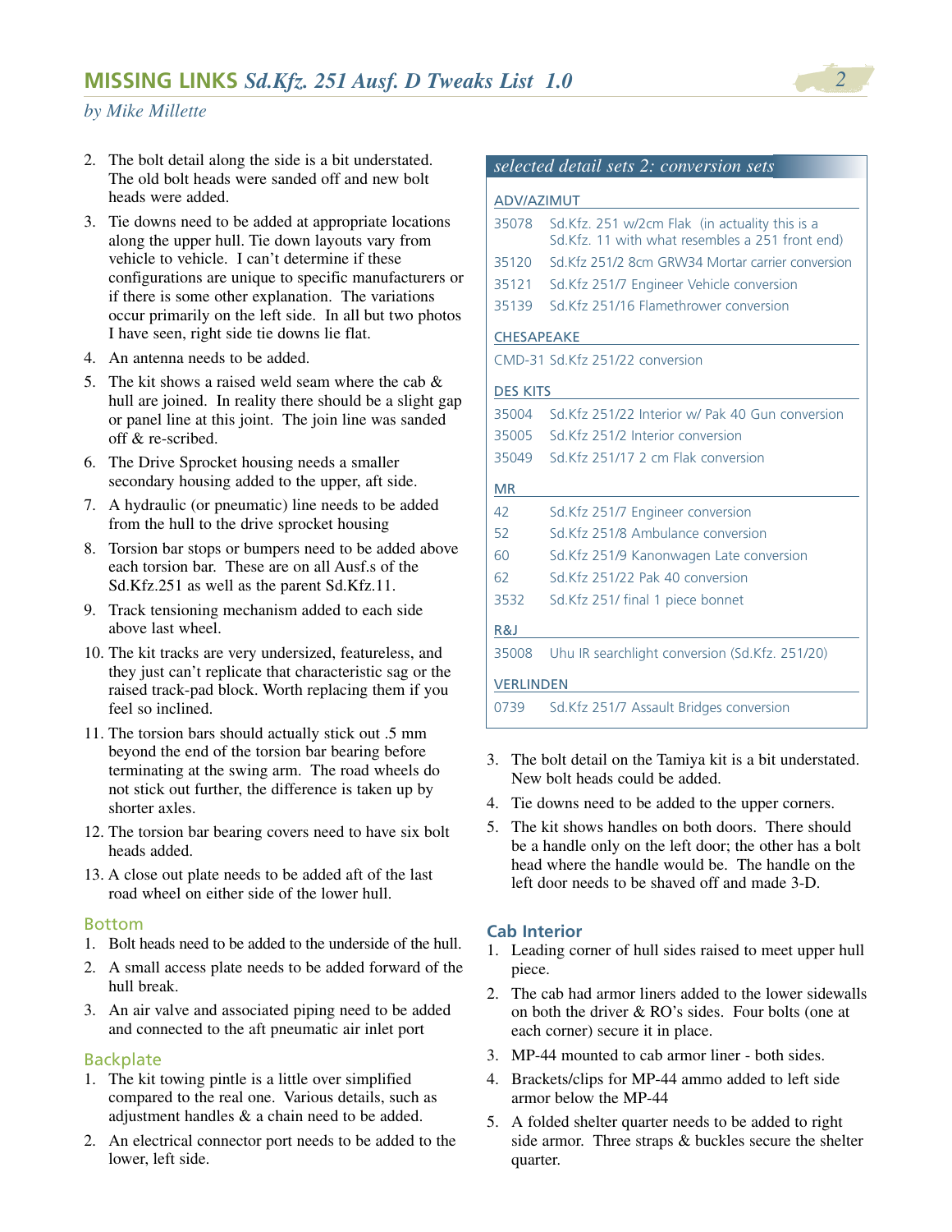2. The bolt detail along the side is a bit understated. The old bolt heads were sanded off and new bolt heads were added.
3. Tie downs need to be added at appropriate locations along the upper hull. Tie down layouts vary from vehicle to vehicle. I can't determine if these configurations are unique to specific manufacturers or if there is some other explanation. The variations occur primarily on the left side. In all but two photos I have seen, right side tie downs lie flat.
4. An antenna needs to be added.
5. The kit shows a raised weld seam where the cab & hull are joined. In reality there should be a slight gap or panel line at this joint. The join line was sanded off & re-scribed.
6. The Drive Sprocket housing needs a smaller secondary housing added to the upper, aft side.
7. A hydraulic (or pneumatic) line needs to be added from the hull to the drive sprocket housing
8. Torsion bar stops or bumpers need to be added above each torsion bar. These are on all Ausf.s of the Sd.Kfz.251 as well as the parent Sd.Kfz.11.
9. Track tensioning mechanism added to each side above last wheel.
10. The kit tracks are very undersized, featureless, and they just can't replicate that characteristic sag or the raised track-pad block. Worth replacing them if you feel so inclined.
11. The torsion bars should actually stick out .5 mm beyond the end of the torsion bar bearing before terminating at the swing arm. The road wheels do not stick out further, the difference is taken up by shorter axles.
12. The torsion bar bearing covers need to have six bolt heads added.
13. A close out plate needs to be added aft of the last road wheel on either side of the lower hull.

### Bottom

1. Bolt heads need to be added to the underside of the hull.
2. A small access plate needs to be added forward of the hull break.
3. An air valve and associated piping need to be added and connected to the aft pneumatic air inlet port

### Backplate

1. The kit towing pintle is a little over simplified compared to the real one. Various details, such as adjustment handles & a chain need to be added.
2. An electrical connector port needs to be added to the lower, left side.

### *selected detail sets 2: conversion sets*

**ADV/AZIMUT**

| | |
|---|---|
| 35078 | Sd.Kfz. 251 w/2cm Flak (in actuality this is a Sd.Kfz. 11 with what resembles a 251 front end) |
| 35120 | Sd.Kfz 251/2 8cm GRW34 Mortar carrier conversion |
| 35121 | Sd.Kfz 251/7 Engineer Vehicle conversion |
| 35139 | Sd.Kfz 251/16 Flamethrower conversion |

**CHESAPEAKE**

CMD-31 Sd.Kfz 251/22 conversion

**DES KITS**

| | |
|---|---|
| 35004 | Sd.Kfz 251/22 Interior w/ Pak 40 Gun conversion |
| 35005 | Sd.Kfz 251/2 Interior conversion |
| 35049 | Sd.Kfz 251/17 2 cm Flak conversion |

**MR**

| | |
|---|---|
| 42 | Sd.Kfz 251/7 Engineer conversion |
| 52 | Sd.Kfz 251/8 Ambulance conversion |
| 60 | Sd.Kfz 251/9 Kanonwagen Late conversion |
| 62 | Sd.Kfz 251/22 Pak 40 conversion |
| 3532 | Sd.Kfz 251/ final 1 piece bonnet |

**R&J**

| | |
|---|---|
| 35008 | Uhu IR searchlight conversion (Sd.Kfz. 251/20) |

**VERLINDEN**

| | |
|---|---|
| 0739 | Sd.Kfz 251/7 Assault Bridges conversion |

3. The bolt detail on the Tamiya kit is a bit understated. New bolt heads could be added.
4. Tie downs need to be added to the upper corners.
5. The kit shows handles on both doors. There should be a handle only on the left door; the other has a bolt head where the handle would be. The handle on the left door needs to be shaved off and made 3-D.

### Cab Interior

1. Leading corner of hull sides raised to meet upper hull piece.
2. The cab had armor liners added to the lower sidewalls on both the driver & RO's sides. Four bolts (one at each corner) secure it in place.
3. MP-44 mounted to cab armor liner - both sides.
4. Brackets/clips for MP-44 ammo added to left side armor below the MP-44
5. A folded shelter quarter needs to be added to right side armor. Three straps & buckles secure the shelter quarter.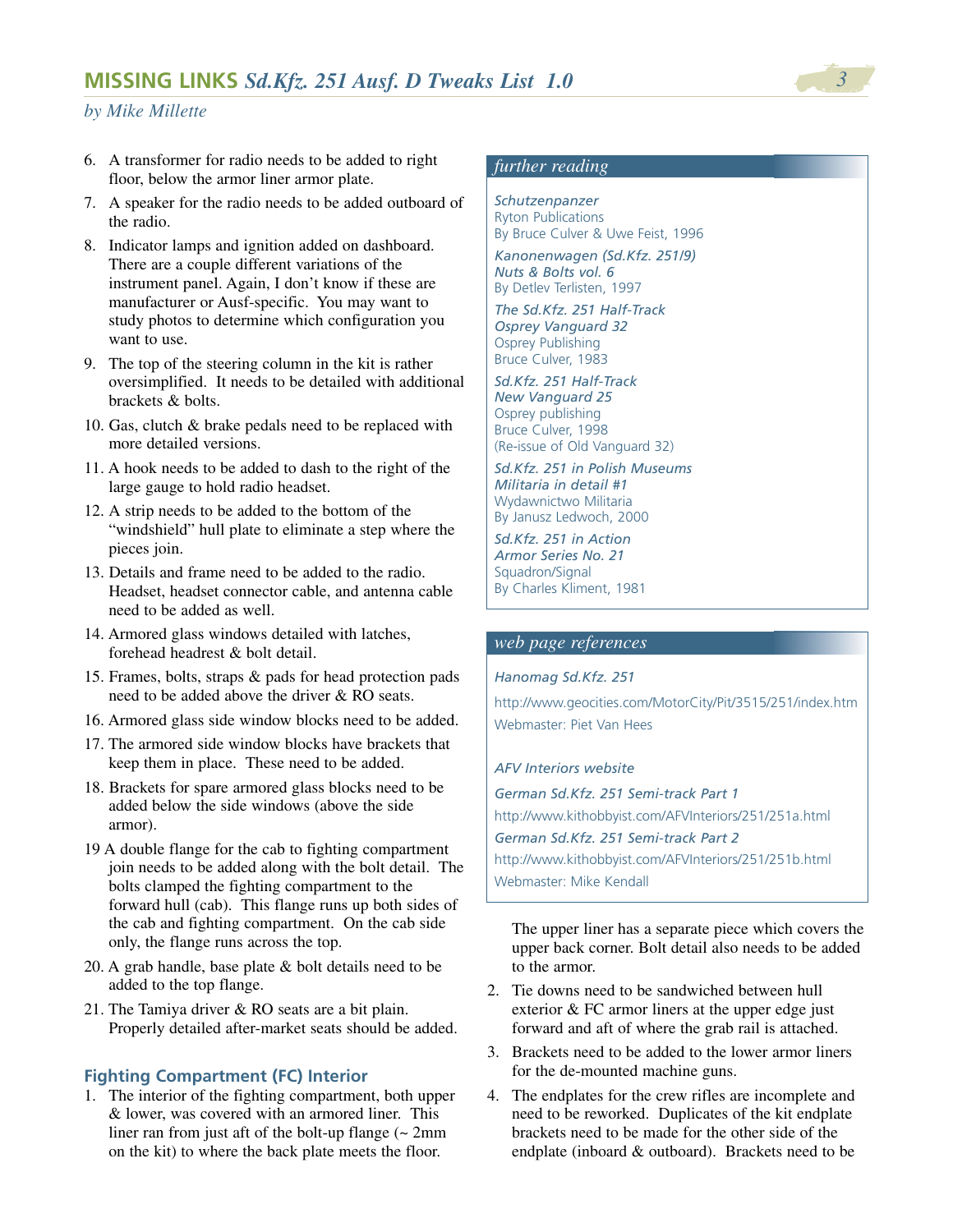6. A transformer for radio needs to be added to right floor, below the armor liner armor plate.
7. A speaker for the radio needs to be added outboard of the radio.
8. Indicator lamps and ignition added on dashboard. There are a couple different variations of the instrument panel. Again, I don't know if these are manufacturer or Ausf-specific. You may want to study photos to determine which configuration you want to use.
9. The top of the steering column in the kit is rather oversimplified. It needs to be detailed with additional brackets & bolts.
10. Gas, clutch & brake pedals need to be replaced with more detailed versions.
11. A hook needs to be added to dash to the right of the large gauge to hold radio headset.
12. A strip needs to be added to the bottom of the "windshield" hull plate to eliminate a step where the pieces join.
13. Details and frame need to be added to the radio. Headset, headset connector cable, and antenna cable need to be added as well.
14. Armored glass windows detailed with latches, forehead headrest & bolt detail.
15. Frames, bolts, straps & pads for head protection pads need to be added above the driver & RO seats.
16. Armored glass side window blocks need to be added.
17. The armored side window blocks have brackets that keep them in place. These need to be added.
18. Brackets for spare armored glass blocks need to be added below the side windows (above the side armor).
19. A double flange for the cab to fighting compartment join needs to be added along with the bolt detail. The bolts clamped the fighting compartment to the forward hull (cab). This flange runs up both sides of the cab and fighting compartment. On the cab side only, the flange runs across the top.
20. A grab handle, base plate & bolt details need to be added to the top flange.
21. The Tamiya driver & RO seats are a bit plain. Properly detailed after-market seats should be added.

### Fighting Compartment (FC) Interior

1. The interior of the fighting compartment, both upper & lower, was covered with an armored liner. This liner ran from just aft of the bolt-up flange (~ 2mm on the kit) to where the back plate meets the floor.

   The upper liner has a separate piece which covers the upper back corner. Bolt detail also needs to be added to the armor.
2. Tie downs need to be sandwiched between hull exterior & FC armor liners at the upper edge just forward and aft of where the grab rail is attached.
3. Brackets need to be added to the lower armor liners for the de-mounted machine guns.
4. The endplates for the crew rifles are incomplete and need to be reworked. Duplicates of the kit endplate brackets need to be made for the other side of the endplate (inboard & outboard). Brackets need to be

---

*further reading*

*Schutzenpanzer*
Ryton Publications
By Bruce Culver & Uwe Feist, 1996

*Kanonenwagen (Sd.Kfz. 251/9)*
*Nuts & Bolts vol. 6*
By Detlev Terlisten, 1997

*The Sd.Kfz. 251 Half-Track*
*Osprey Vanguard 32*
Osprey Publishing
Bruce Culver, 1983

*Sd.Kfz. 251 Half-Track*
*New Vanguard 25*
Osprey publishing
Bruce Culver, 1998
(Re-issue of Old Vanguard 32)

*Sd.Kfz. 251 in Polish Museums*
*Militaria in detail #1*
Wydawnictwo Militaria
By Janusz Ledwoch, 2000

*Sd.Kfz. 251 in Action*
*Armor Series No. 21*
Squadron/Signal
By Charles Kliment, 1981

*web page references*

*Hanomag Sd.Kfz. 251*
http://www.geocities.com/MotorCity/Pit/3515/251/index.htm
Webmaster: Piet Van Hees

*AFV Interiors website*
*German Sd.Kfz. 251 Semi-track Part 1*
http://www.kithobbyist.com/AFVInteriors/251/251a.html
*German Sd.Kfz. 251 Semi-track Part 2*
http://www.kithobbyist.com/AFVInteriors/251/251b.html
Webmaster: Mike Kendall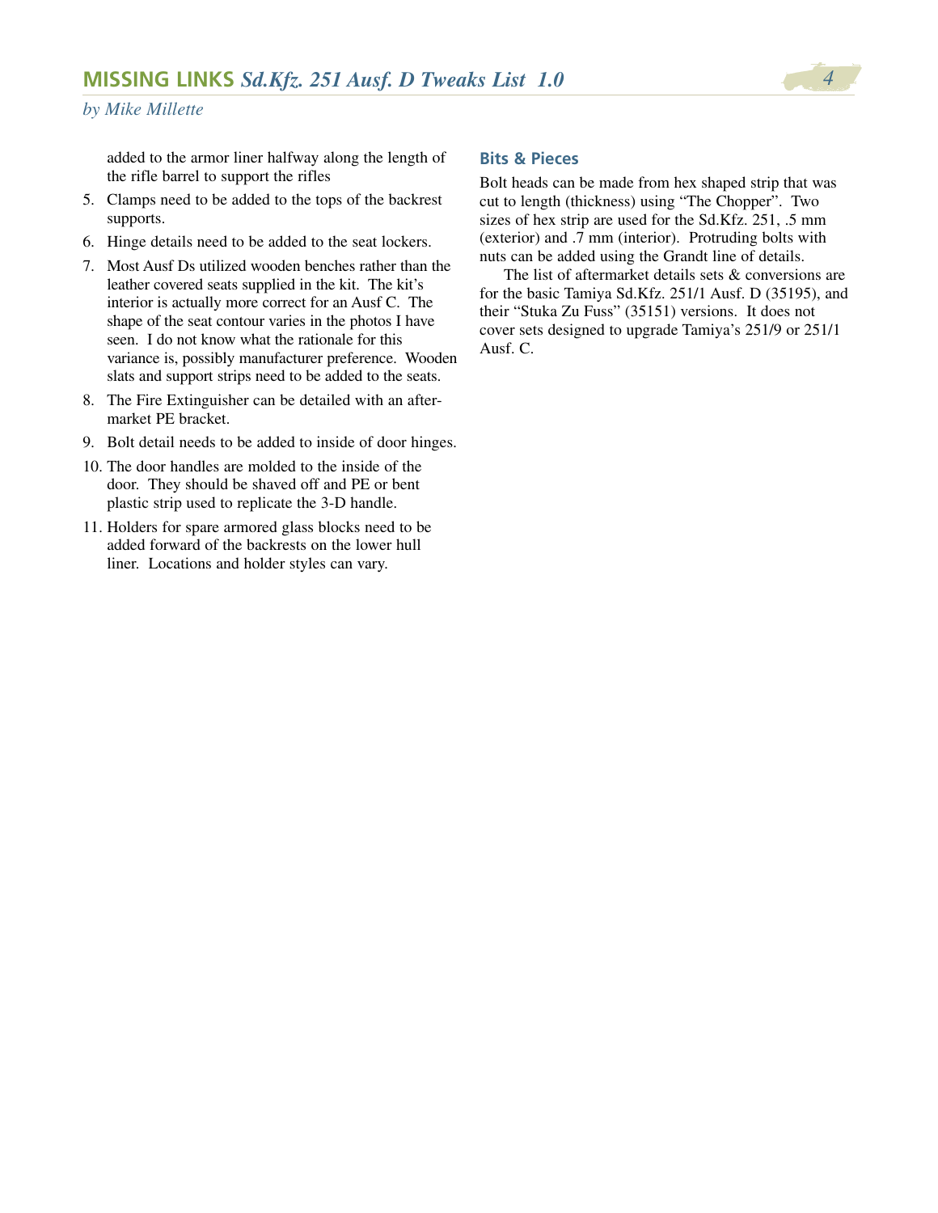added to the armor liner halfway along the length of the rifle barrel to support the rifles

5. Clamps need to be added to the tops of the backrest supports.
6. Hinge details need to be added to the seat lockers.
7. Most Ausf Ds utilized wooden benches rather than the leather covered seats supplied in the kit. The kit's interior is actually more correct for an Ausf C. The shape of the seat contour varies in the photos I have seen. I do not know what the rationale for this variance is, possibly manufacturer preference. Wooden slats and support strips need to be added to the seats.
8. The Fire Extinguisher can be detailed with an after-market PE bracket.
9. Bolt detail needs to be added to inside of door hinges.
10. The door handles are molded to the inside of the door. They should be shaved off and PE or bent plastic strip used to replicate the 3-D handle.
11. Holders for spare armored glass blocks need to be added forward of the backrests on the lower hull liner. Locations and holder styles can vary.

### Bits & Pieces

Bolt heads can be made from hex shaped strip that was cut to length (thickness) using "The Chopper". Two sizes of hex strip are used for the Sd.Kfz. 251, .5 mm (exterior) and .7 mm (interior). Protruding bolts with nuts can be added using the Grandt line of details.

The list of aftermarket details sets & conversions are for the basic Tamiya Sd.Kfz. 251/1 Ausf. D (35195), and their "Stuka Zu Fuss" (35151) versions. It does not cover sets designed to upgrade Tamiya's 251/9 or 251/1 Ausf. C.